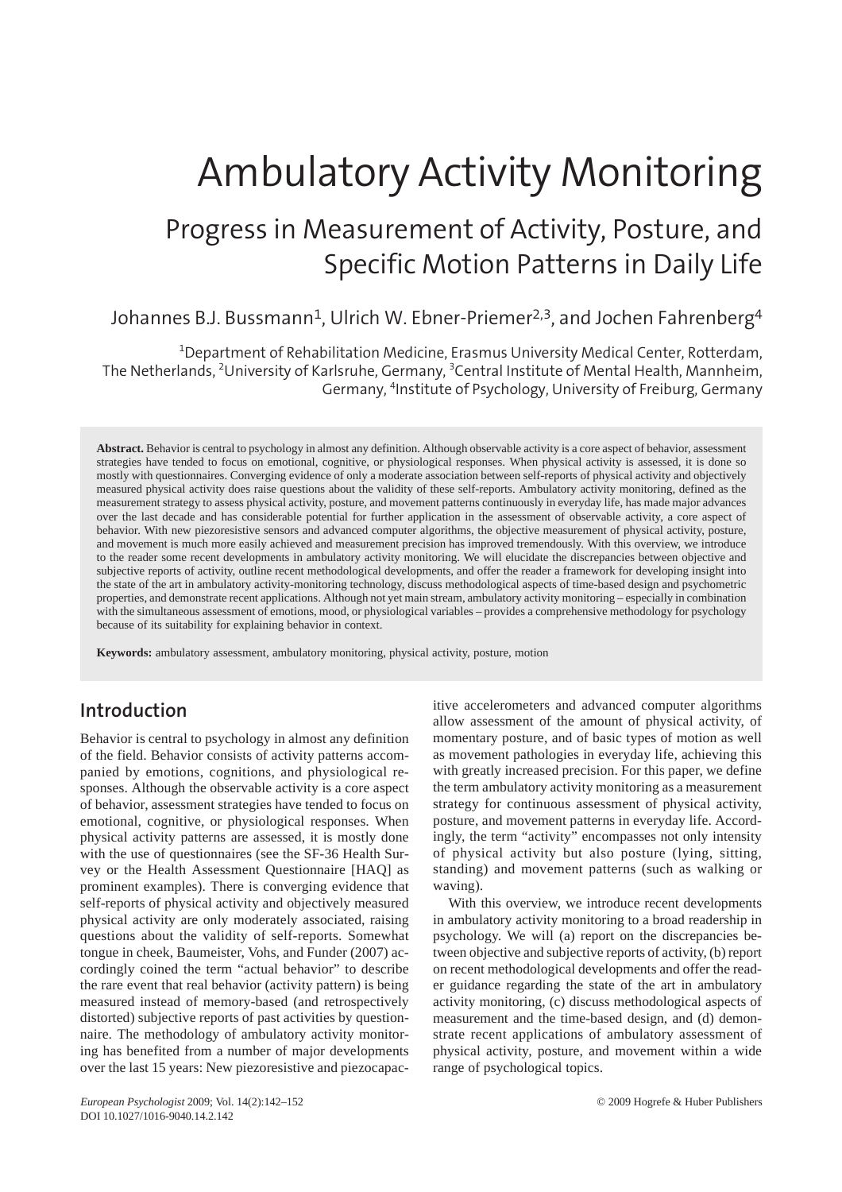# Ambulatory Activity Monitoring

## Progress in Measurement of Activity, Posture, and Specific Motion Patterns in Daily Life

Johannes B.J. Bussmann[1], Ulrich W. Ebner-Priemer[2,3], and Jochen Fahrenberg[4]

[1]Department of Rehabilitation Medicine, Erasmus University Medical Center, Rotterdam, The Netherlands, [2]University of Karlsruhe, Germany, [3]Central Institute of Mental Health, Mannheim, Germany, [4]Institute of Psychology, University of Freiburg, Germany

**Abstract.** Behavior is central to psychology in almost any definition. Although observable activity is a core aspect of behavior, assessment strategies have tended to focus on emotional, cognitive, or physiological responses. When physical activity is assessed, it is done so mostly with questionnaires. Converging evidence of only a moderate association between self-reports of physical activity and objectively measured physical activity does raise questions about the validity of these self-reports. Ambulatory activity monitoring, defined as the measurement strategy to assess physical activity, posture, and movement patterns continuously in everyday life, has made major advances over the last decade and has considerable potential for further application in the assessment of observable activity, a core aspect of behavior. With new piezoresistive sensors and advanced computer algorithms, the objective measurement of physical activity, posture, and movement is much more easily achieved and measurement precision has improved tremendously. With this overview, we introduce to the reader some recent developments in ambulatory activity monitoring. We will elucidate the discrepancies between objective and subjective reports of activity, outline recent methodological developments, and offer the reader a framework for developing insight into the state of the art in ambulatory activity-monitoring technology, discuss methodological aspects of time-based design and psychometric properties, and demonstrate recent applications. Although not yet main stream, ambulatory activity monitoring – especially in combination with the simultaneous assessment of emotions, mood, or physiological variables – provides a comprehensive methodology for psychology because of its suitability for explaining behavior in context.

**Keywords:** ambulatory assessment, ambulatory monitoring, physical activity, posture, motion

## Introduction

Behavior is central to psychology in almost any definition of the field. Behavior consists of activity patterns accompanied by emotions, cognitions, and physiological responses. Although the observable activity is a core aspect of behavior, assessment strategies have tended to focus on emotional, cognitive, or physiological responses. When physical activity patterns are assessed, it is mostly done with the use of questionnaires (see the SF-36 Health Survey or the Health Assessment Questionnaire [HAQ] as prominent examples). There is converging evidence that self-reports of physical activity and objectively measured physical activity are only moderately associated, raising questions about the validity of self-reports. Somewhat tongue in cheek, Baumeister, Vohs, and Funder (2007) accordingly coined the term "actual behavior" to describe the rare event that real behavior (activity pattern) is being measured instead of memory-based (and retrospectively distorted) subjective reports of past activities by questionnaire. The methodology of ambulatory activity monitoring has benefited from a number of major developments over the last 15 years: New piezoresistive and piezocapacitive accelerometers and advanced computer algorithms allow assessment of the amount of physical activity, of momentary posture, and of basic types of motion as well as movement pathologies in everyday life, achieving this with greatly increased precision. For this paper, we define the term ambulatory activity monitoring as a measurement strategy for continuous assessment of physical activity, posture, and movement patterns in everyday life. Accordingly, the term "activity" encompasses not only intensity of physical activity but also posture (lying, sitting, standing) and movement patterns (such as walking or waving).

With this overview, we introduce recent developments in ambulatory activity monitoring to a broad readership in psychology. We will (a) report on the discrepancies between objective and subjective reports of activity, (b) report on recent methodological developments and offer the reader guidance regarding the state of the art in ambulatory activity monitoring, (c) discuss methodological aspects of measurement and the time-based design, and (d) demonstrate recent applications of ambulatory assessment of physical activity, posture, and movement within a wide range of psychological topics.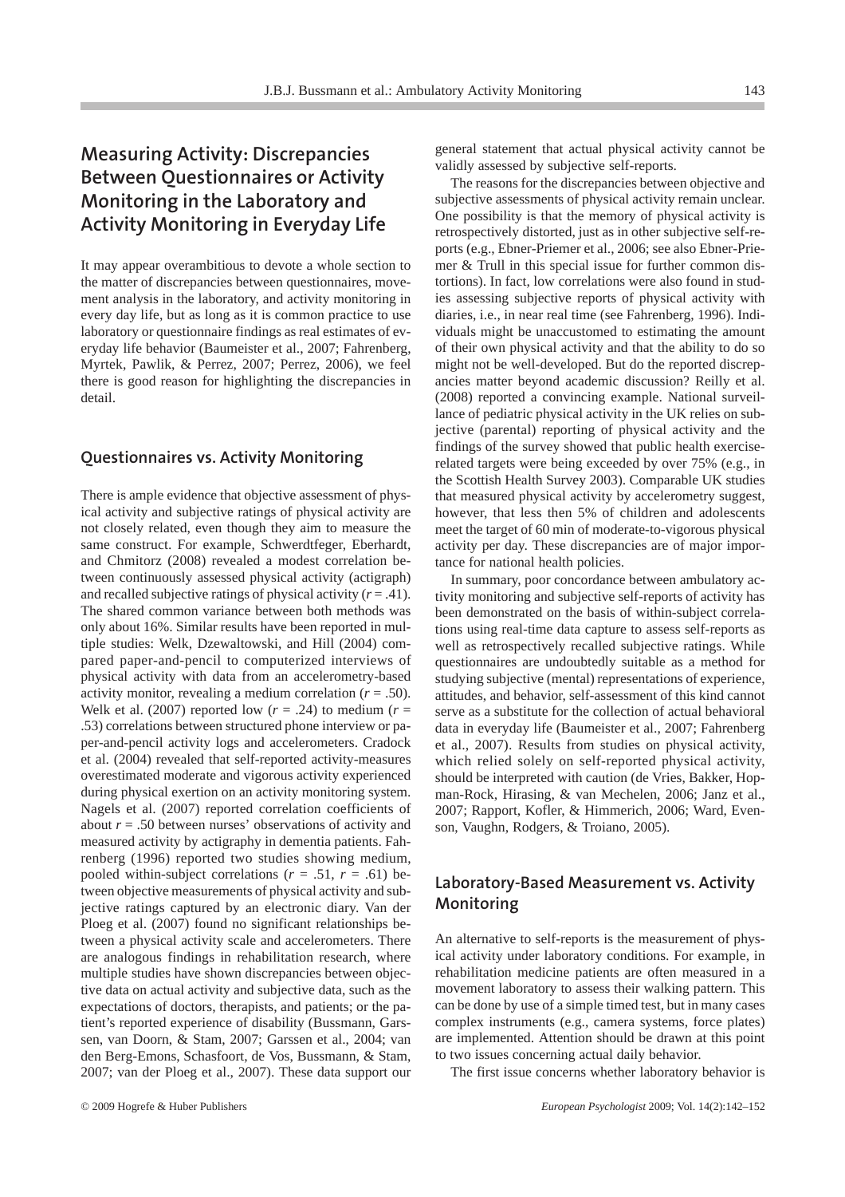## Measuring Activity: Discrepancies Between Questionnaires or Activity Monitoring in the Laboratory and Activity Monitoring in Everyday Life

It may appear overambitious to devote a whole section to the matter of discrepancies between questionnaires, movement analysis in the laboratory, and activity monitoring in every day life, but as long as it is common practice to use laboratory or questionnaire findings as real estimates of everyday life behavior (Baumeister et al., 2007; Fahrenberg, Myrtek, Pawlik, & Perrez, 2007; Perrez, 2006), we feel there is good reason for highlighting the discrepancies in detail.

### Questionnaires vs. Activity Monitoring

There is ample evidence that objective assessment of physical activity and subjective ratings of physical activity are not closely related, even though they aim to measure the same construct. For example, Schwerdtfeger, Eberhardt, and Chmitorz (2008) revealed a modest correlation between continuously assessed physical activity (actigraph) and recalled subjective ratings of physical activity ($r = .41$). The shared common variance between both methods was only about 16%. Similar results have been reported in multiple studies: Welk, Dzewaltowski, and Hill (2004) compared paper-and-pencil to computerized interviews of physical activity with data from an accelerometry-based activity monitor, revealing a medium correlation ($r = .50$). Welk et al. (2007) reported low ($r = .24$) to medium ($r = .53$) correlations between structured phone interview or paper-and-pencil activity logs and accelerometers. Cradock et al. (2004) revealed that self-reported activity-measures overestimated moderate and vigorous activity experienced during physical exertion on an activity monitoring system. Nagels et al. (2007) reported correlation coefficients of about $r = .50$ between nurses' observations of activity and measured activity by actigraphy in dementia patients. Fahrenberg (1996) reported two studies showing medium, pooled within-subject correlations ($r = .51$, $r = .61$) between objective measurements of physical activity and subjective ratings captured by an electronic diary. Van der Ploeg et al. (2007) found no significant relationships between a physical activity scale and accelerometers. There are analogous findings in rehabilitation research, where multiple studies have shown discrepancies between objective data on actual activity and subjective data, such as the expectations of doctors, therapists, and patients; or the patient's reported experience of disability (Bussmann, Garssen, van Doorn, & Stam, 2007; Garssen et al., 2004; van den Berg-Emons, Schasfoort, de Vos, Bussmann, & Stam, 2007; van der Ploeg et al., 2007). These data support our general statement that actual physical activity cannot be validly assessed by subjective self-reports.

The reasons for the discrepancies between objective and subjective assessments of physical activity remain unclear. One possibility is that the memory of physical activity is retrospectively distorted, just as in other subjective self-reports (e.g., Ebner-Priemer et al., 2006; see also Ebner-Priemer & Trull in this special issue for further common distortions). In fact, low correlations were also found in studies assessing subjective reports of physical activity with diaries, i.e., in near real time (see Fahrenberg, 1996). Individuals might be unaccustomed to estimating the amount of their own physical activity and that the ability to do so might not be well-developed. But do the reported discrepancies matter beyond academic discussion? Reilly et al. (2008) reported a convincing example. National surveillance of pediatric physical activity in the UK relies on subjective (parental) reporting of physical activity and the findings of the survey showed that public health exercise-related targets were being exceeded by over 75% (e.g., in the Scottish Health Survey 2003). Comparable UK studies that measured physical activity by accelerometry suggest, however, that less then 5% of children and adolescents meet the target of 60 min of moderate-to-vigorous physical activity per day. These discrepancies are of major importance for national health policies.

In summary, poor concordance between ambulatory activity monitoring and subjective self-reports of activity has been demonstrated on the basis of within-subject correlations using real-time data capture to assess self-reports as well as retrospectively recalled subjective ratings. While questionnaires are undoubtedly suitable as a method for studying subjective (mental) representations of experience, attitudes, and behavior, self-assessment of this kind cannot serve as a substitute for the collection of actual behavioral data in everyday life (Baumeister et al., 2007; Fahrenberg et al., 2007). Results from studies on physical activity, which relied solely on self-reported physical activity, should be interpreted with caution (de Vries, Bakker, Hopman-Rock, Hirasing, & van Mechelen, 2006; Janz et al., 2007; Rapport, Kofler, & Himmerich, 2006; Ward, Evenson, Vaughn, Rodgers, & Troiano, 2005).

### Laboratory-Based Measurement vs. Activity Monitoring

An alternative to self-reports is the measurement of physical activity under laboratory conditions. For example, in rehabilitation medicine patients are often measured in a movement laboratory to assess their walking pattern. This can be done by use of a simple timed test, but in many cases complex instruments (e.g., camera systems, force plates) are implemented. Attention should be drawn at this point to two issues concerning actual daily behavior.

The first issue concerns whether laboratory behavior is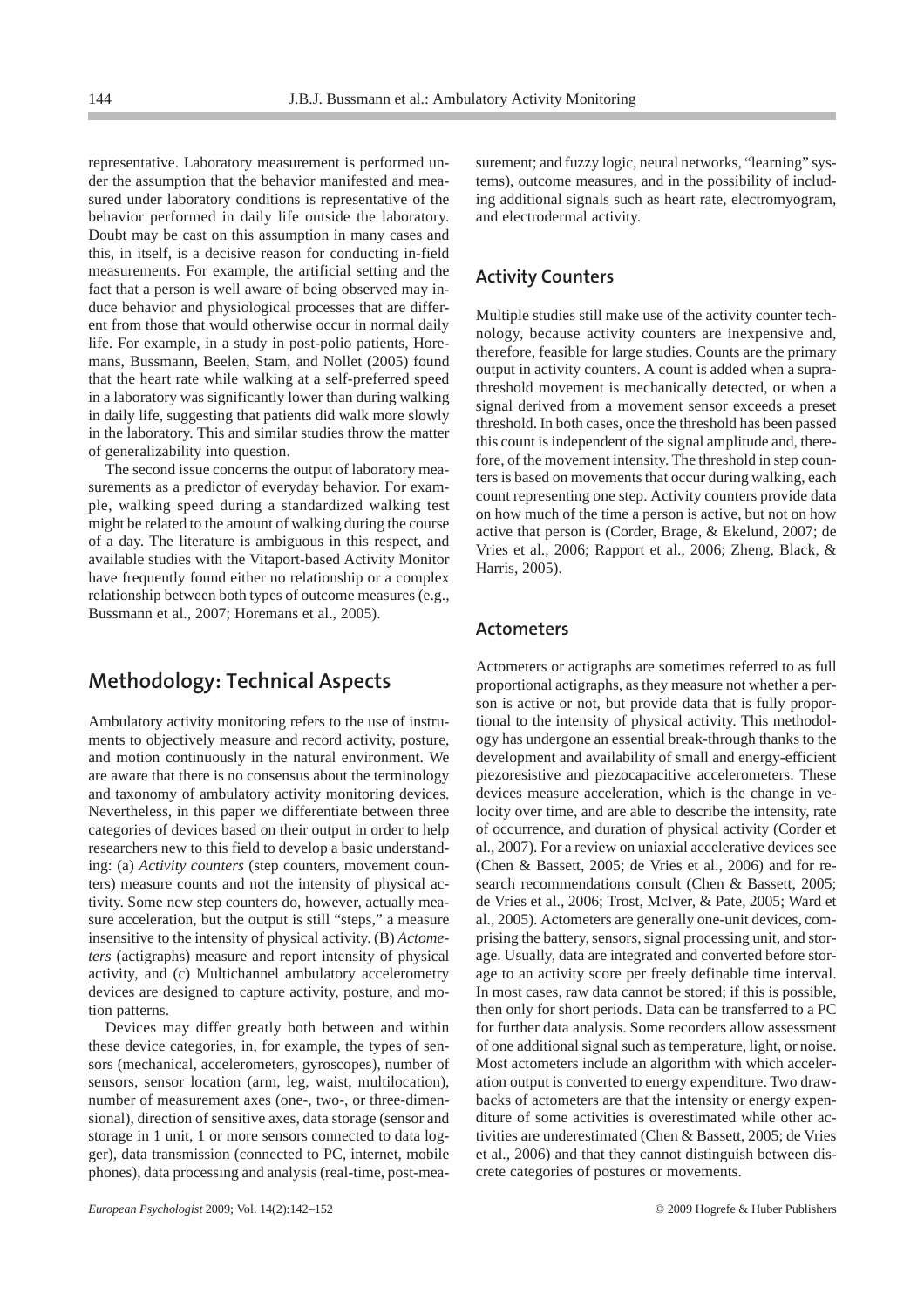representative. Laboratory measurement is performed under the assumption that the behavior manifested and measured under laboratory conditions is representative of the behavior performed in daily life outside the laboratory. Doubt may be cast on this assumption in many cases and this, in itself, is a decisive reason for conducting in-field measurements. For example, the artificial setting and the fact that a person is well aware of being observed may induce behavior and physiological processes that are different from those that would otherwise occur in normal daily life. For example, in a study in post-polio patients, Horemans, Bussmann, Beelen, Stam, and Nollet (2005) found that the heart rate while walking at a self-preferred speed in a laboratory was significantly lower than during walking in daily life, suggesting that patients did walk more slowly in the laboratory. This and similar studies throw the matter of generalizability into question.

The second issue concerns the output of laboratory measurements as a predictor of everyday behavior. For example, walking speed during a standardized walking test might be related to the amount of walking during the course of a day. The literature is ambiguous in this respect, and available studies with the Vitaport-based Activity Monitor have frequently found either no relationship or a complex relationship between both types of outcome measures (e.g., Bussmann et al., 2007; Horemans et al., 2005).

## Methodology: Technical Aspects

Ambulatory activity monitoring refers to the use of instruments to objectively measure and record activity, posture, and motion continuously in the natural environment. We are aware that there is no consensus about the terminology and taxonomy of ambulatory activity monitoring devices. Nevertheless, in this paper we differentiate between three categories of devices based on their output in order to help researchers new to this field to develop a basic understanding: (a) *Activity counters* (step counters, movement counters) measure counts and not the intensity of physical activity. Some new step counters do, however, actually measure acceleration, but the output is still "steps," a measure insensitive to the intensity of physical activity. (B) *Actometers* (actigraphs) measure and report intensity of physical activity, and (c) Multichannel ambulatory accelerometry devices are designed to capture activity, posture, and motion patterns.

Devices may differ greatly both between and within these device categories, in, for example, the types of sensors (mechanical, accelerometers, gyroscopes), number of sensors, sensor location (arm, leg, waist, multilocation), number of measurement axes (one-, two-, or three-dimensional), direction of sensitive axes, data storage (sensor and storage in 1 unit, 1 or more sensors connected to data logger), data transmission (connected to PC, internet, mobile phones), data processing and analysis (real-time, post-measurement; and fuzzy logic, neural networks, "learning" systems), outcome measures, and in the possibility of including additional signals such as heart rate, electromyogram, and electrodermal activity.

### Activity Counters

Multiple studies still make use of the activity counter technology, because activity counters are inexpensive and, therefore, feasible for large studies. Counts are the primary output in activity counters. A count is added when a suprathreshold movement is mechanically detected, or when a signal derived from a movement sensor exceeds a preset threshold. In both cases, once the threshold has been passed this count is independent of the signal amplitude and, therefore, of the movement intensity. The threshold in step counters is based on movements that occur during walking, each count representing one step. Activity counters provide data on how much of the time a person is active, but not on how active that person is (Corder, Brage, & Ekelund, 2007; de Vries et al., 2006; Rapport et al., 2006; Zheng, Black, & Harris, 2005).

### Actometers

Actometers or actigraphs are sometimes referred to as full proportional actigraphs, as they measure not whether a person is active or not, but provide data that is fully proportional to the intensity of physical activity. This methodology has undergone an essential break-through thanks to the development and availability of small and energy-efficient piezoresistive and piezocapacitive accelerometers. These devices measure acceleration, which is the change in velocity over time, and are able to describe the intensity, rate of occurrence, and duration of physical activity (Corder et al., 2007). For a review on uniaxial accelerative devices see (Chen & Bassett, 2005; de Vries et al., 2006) and for research recommendations consult (Chen & Bassett, 2005; de Vries et al., 2006; Trost, McIver, & Pate, 2005; Ward et al., 2005). Actometers are generally one-unit devices, comprising the battery, sensors, signal processing unit, and storage. Usually, data are integrated and converted before storage to an activity score per freely definable time interval. In most cases, raw data cannot be stored; if this is possible, then only for short periods. Data can be transferred to a PC for further data analysis. Some recorders allow assessment of one additional signal such as temperature, light, or noise. Most actometers include an algorithm with which acceleration output is converted to energy expenditure. Two drawbacks of actometers are that the intensity or energy expenditure of some activities is overestimated while other activities are underestimated (Chen & Bassett, 2005; de Vries et al., 2006) and that they cannot distinguish between discrete categories of postures or movements.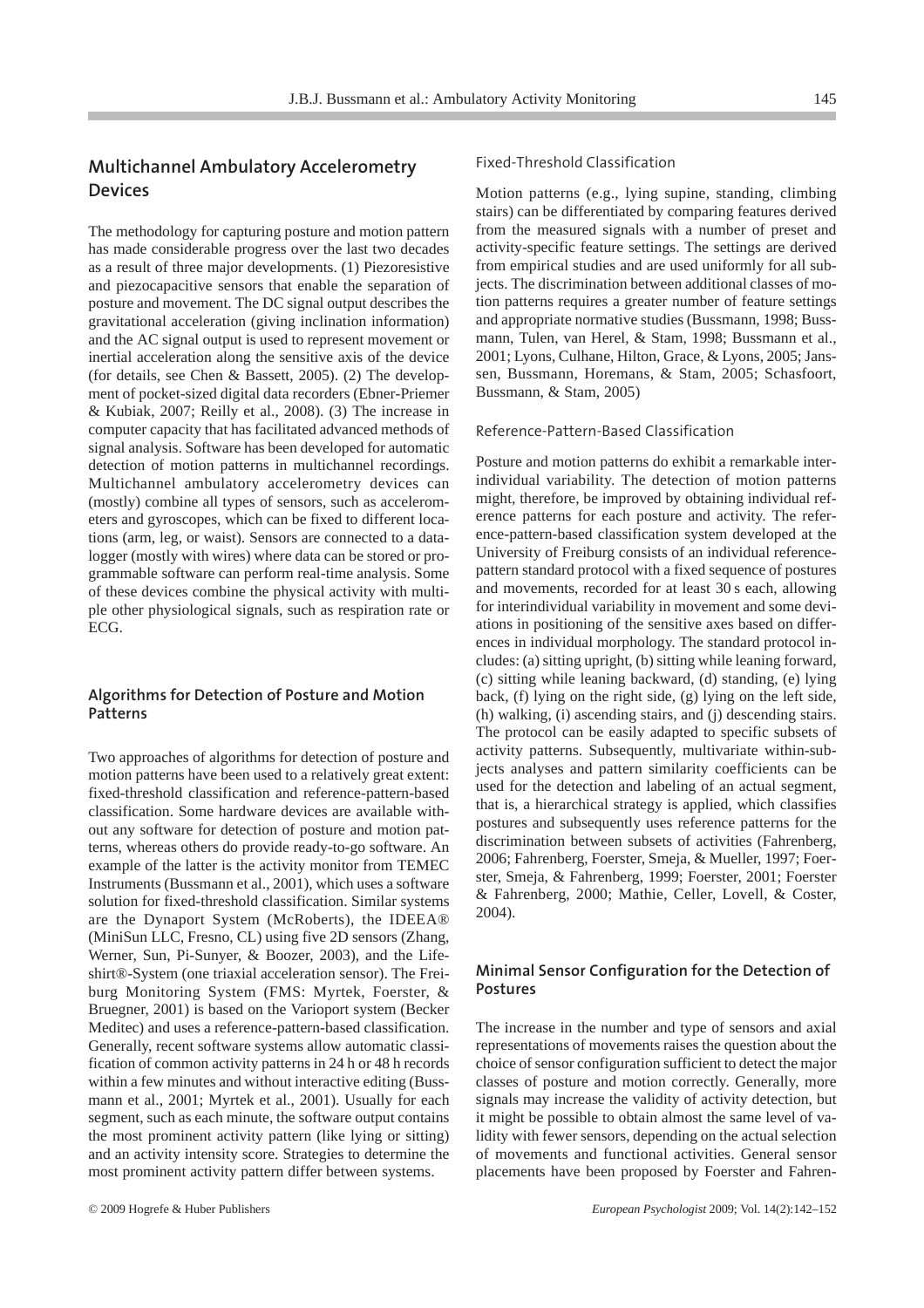## Multichannel Ambulatory Accelerometry Devices

The methodology for capturing posture and motion pattern has made considerable progress over the last two decades as a result of three major developments. (1) Piezoresistive and piezocapacitive sensors that enable the separation of posture and movement. The DC signal output describes the gravitational acceleration (giving inclination information) and the AC signal output is used to represent movement or inertial acceleration along the sensitive axis of the device (for details, see Chen & Bassett, 2005). (2) The development of pocket-sized digital data recorders (Ebner-Priemer & Kubiak, 2007; Reilly et al., 2008). (3) The increase in computer capacity that has facilitated advanced methods of signal analysis. Software has been developed for automatic detection of motion patterns in multichannel recordings. Multichannel ambulatory accelerometry devices can (mostly) combine all types of sensors, such as accelerometers and gyroscopes, which can be fixed to different locations (arm, leg, or waist). Sensors are connected to a datalogger (mostly with wires) where data can be stored or programmable software can perform real-time analysis. Some of these devices combine the physical activity with multiple other physiological signals, such as respiration rate or ECG.

### Algorithms for Detection of Posture and Motion Patterns

Two approaches of algorithms for detection of posture and motion patterns have been used to a relatively great extent: fixed-threshold classification and reference-pattern-based classification. Some hardware devices are available without any software for detection of posture and motion patterns, whereas others do provide ready-to-go software. An example of the latter is the activity monitor from TEMEC Instruments (Bussmann et al., 2001), which uses a software solution for fixed-threshold classification. Similar systems are the Dynaport System (McRoberts), the IDEEA® (MiniSun LLC, Fresno, CL) using five 2D sensors (Zhang, Werner, Sun, Pi-Sunyer, & Boozer, 2003), and the Lifeshirt®-System (one triaxial acceleration sensor). The Freiburg Monitoring System (FMS: Myrtek, Foerster, & Bruegner, 2001) is based on the Varioport system (Becker Meditec) and uses a reference-pattern-based classification. Generally, recent software systems allow automatic classification of common activity patterns in 24 h or 48 h records within a few minutes and without interactive editing (Bussmann et al., 2001; Myrtek et al., 2001). Usually for each segment, such as each minute, the software output contains the most prominent activity pattern (like lying or sitting) and an activity intensity score. Strategies to determine the most prominent activity pattern differ between systems.

#### Fixed-Threshold Classification

Motion patterns (e.g., lying supine, standing, climbing stairs) can be differentiated by comparing features derived from the measured signals with a number of preset and activity-specific feature settings. The settings are derived from empirical studies and are used uniformly for all subjects. The discrimination between additional classes of motion patterns requires a greater number of feature settings and appropriate normative studies (Bussmann, 1998; Bussmann, Tulen, van Herel, & Stam, 1998; Bussmann et al., 2001; Lyons, Culhane, Hilton, Grace, & Lyons, 2005; Janssen, Bussmann, Horemans, & Stam, 2005; Schasfoort, Bussmann, & Stam, 2005)

#### Reference-Pattern-Based Classification

Posture and motion patterns do exhibit a remarkable interindividual variability. The detection of motion patterns might, therefore, be improved by obtaining individual reference patterns for each posture and activity. The reference-pattern-based classification system developed at the University of Freiburg consists of an individual reference-pattern standard protocol with a fixed sequence of postures and movements, recorded for at least 30 s each, allowing for interindividual variability in movement and some deviations in positioning of the sensitive axes based on differences in individual morphology. The standard protocol includes: (a) sitting upright, (b) sitting while leaning forward, (c) sitting while leaning backward, (d) standing, (e) lying back, (f) lying on the right side, (g) lying on the left side, (h) walking, (i) ascending stairs, and (j) descending stairs. The protocol can be easily adapted to specific subsets of activity patterns. Subsequently, multivariate within-subjects analyses and pattern similarity coefficients can be used for the detection and labeling of an actual segment, that is, a hierarchical strategy is applied, which classifies postures and subsequently uses reference patterns for the discrimination between subsets of activities (Fahrenberg, 2006; Fahrenberg, Foerster, Smeja, & Mueller, 1997; Foerster, Smeja, & Fahrenberg, 1999; Foerster, 2001; Foerster & Fahrenberg, 2000; Mathie, Celler, Lovell, & Coster, 2004).

### Minimal Sensor Configuration for the Detection of Postures

The increase in the number and type of sensors and axial representations of movements raises the question about the choice of sensor configuration sufficient to detect the major classes of posture and motion correctly. Generally, more signals may increase the validity of activity detection, but it might be possible to obtain almost the same level of validity with fewer sensors, depending on the actual selection of movements and functional activities. General sensor placements have been proposed by Foerster and Fahren-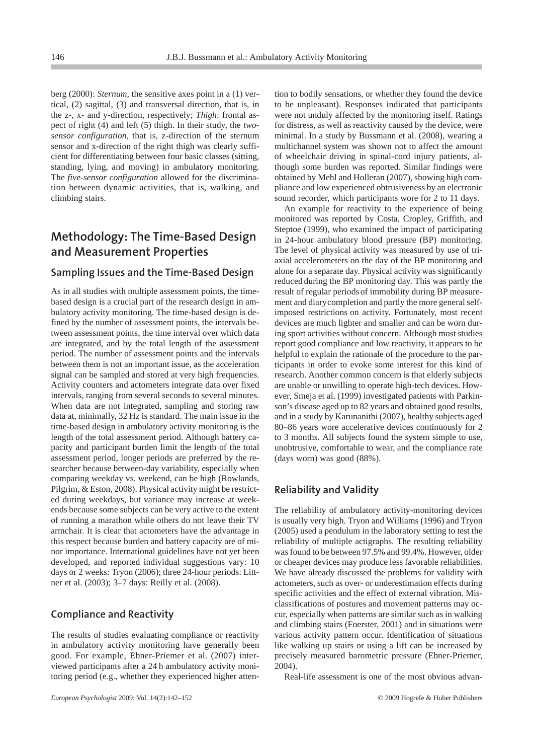berg (2000): *Sternum*, the sensitive axes point in a (1) vertical, (2) sagittal, (3) and transversal direction, that is, in the z-, x- and y-direction, respectively; *Thigh*: frontal aspect of right (4) and left (5) thigh. In their study, the *two-sensor configuration*, that is, z-direction of the sternum sensor and x-direction of the right thigh was clearly sufficient for differentiating between four basic classes (sitting, standing, lying, and moving) in ambulatory monitoring. The *five-sensor configuration* allowed for the discrimination between dynamic activities, that is, walking, and climbing stairs.

## Methodology: The Time-Based Design and Measurement Properties

### Sampling Issues and the Time-Based Design

As in all studies with multiple assessment points, the time-based design is a crucial part of the research design in ambulatory activity monitoring. The time-based design is defined by the number of assessment points, the intervals between assessment points, the time interval over which data are integrated, and by the total length of the assessment period. The number of assessment points and the intervals between them is not an important issue, as the acceleration signal can be sampled and stored at very high frequencies. Activity counters and actometers integrate data over fixed intervals, ranging from several seconds to several minutes. When data are not integrated, sampling and storing raw data at, minimally, 32 Hz is standard. The main issue in the time-based design in ambulatory activity monitoring is the length of the total assessment period. Although battery capacity and participant burden limit the length of the total assessment period, longer periods are preferred by the researcher because between-day variability, especially when comparing weekday vs. weekend, can be high (Rowlands, Pilgrim, & Eston, 2008). Physical activity might be restricted during weekdays, but variance may increase at weekends because some subjects can be very active to the extent of running a marathon while others do not leave their TV armchair. It is clear that actometers have the advantage in this respect because burden and battery capacity are of minor importance. International guidelines have not yet been developed, and reported individual suggestions vary: 10 days or 2 weeks: Tryon (2006); three 24-hour periods: Littner et al. (2003); 3–7 days: Reilly et al. (2008).

### Compliance and Reactivity

The results of studies evaluating compliance or reactivity in ambulatory activity monitoring have generally been good. For example, Ebner-Priemer et al. (2007) interviewed participants after a 24 h ambulatory activity monitoring period (e.g., whether they experienced higher attention to bodily sensations, or whether they found the device to be unpleasant). Responses indicated that participants were not unduly affected by the monitoring itself. Ratings for distress, as well as reactivity caused by the device, were minimal. In a study by Bussmann et al. (2008), wearing a multichannel system was shown not to affect the amount of wheelchair driving in spinal-cord injury patients, although some burden was reported. Similar findings were obtained by Mehl and Holleran (2007), showing high compliance and low experienced obtrusiveness by an electronic sound recorder, which participants wore for 2 to 11 days.

An example for reactivity to the experience of being monitored was reported by Costa, Cropley, Griffith, and Steptoe (1999), who examined the impact of participating in 24-hour ambulatory blood pressure (BP) monitoring. The level of physical activity was measured by use of triaxial accelerometers on the day of the BP monitoring and alone for a separate day. Physical activity was significantly reduced during the BP monitoring day. This was partly the result of regular periods of immobility during BP measurement and diary completion and partly the more general self-imposed restrictions on activity. Fortunately, most recent devices are much lighter and smaller and can be worn during sport activities without concern. Although most studies report good compliance and low reactivity, it appears to be helpful to explain the rationale of the procedure to the participants in order to evoke some interest for this kind of research. Another common concern is that elderly subjects are unable or unwilling to operate high-tech devices. However, Smeja et al. (1999) investigated patients with Parkinson's disease aged up to 82 years and obtained good results, and in a study by Karunanithi (2007), healthy subjects aged 80–86 years wore accelerative devices continuously for 2 to 3 months. All subjects found the system simple to use, unobtrusive, comfortable to wear, and the compliance rate (days worn) was good (88%).

### Reliability and Validity

The reliability of ambulatory activity-monitoring devices is usually very high. Tryon and Williams (1996) and Tryon (2005) used a pendulum in the laboratory setting to test the reliability of multiple actigraphs. The resulting reliability was found to be between 97.5% and 99.4%. However, older or cheaper devices may produce less favorable reliabilities. We have already discussed the problems for validity with actometers, such as over- or underestimation effects during specific activities and the effect of external vibration. Misclassifications of postures and movement patterns may occur, especially when patterns are similar such as in walking and climbing stairs (Foerster, 2001) and in situations were various activity pattern occur. Identification of situations like walking up stairs or using a lift can be increased by precisely measured barometric pressure (Ebner-Priemer, 2004).

Real-life assessment is one of the most obvious advan-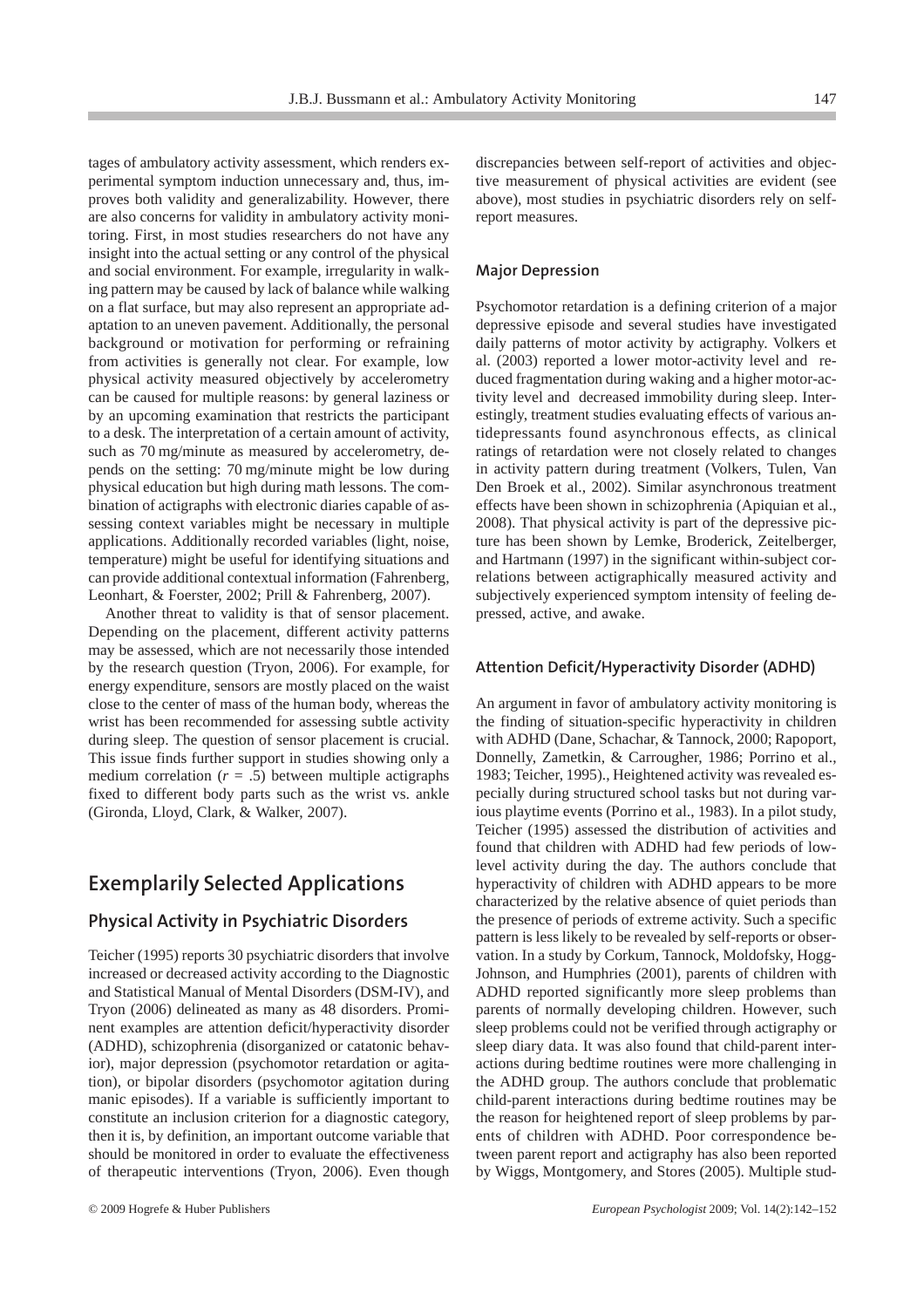tages of ambulatory activity assessment, which renders experimental symptom induction unnecessary and, thus, improves both validity and generalizability. However, there are also concerns for validity in ambulatory activity monitoring. First, in most studies researchers do not have any insight into the actual setting or any control of the physical and social environment. For example, irregularity in walking pattern may be caused by lack of balance while walking on a flat surface, but may also represent an appropriate adaptation to an uneven pavement. Additionally, the personal background or motivation for performing or refraining from activities is generally not clear. For example, low physical activity measured objectively by accelerometry can be caused for multiple reasons: by general laziness or by an upcoming examination that restricts the participant to a desk. The interpretation of a certain amount of activity, such as 70 mg/minute as measured by accelerometry, depends on the setting: 70 mg/minute might be low during physical education but high during math lessons. The combination of actigraphs with electronic diaries capable of assessing context variables might be necessary in multiple applications. Additionally recorded variables (light, noise, temperature) might be useful for identifying situations and can provide additional contextual information (Fahrenberg, Leonhart, & Foerster, 2002; Prill & Fahrenberg, 2007).

Another threat to validity is that of sensor placement. Depending on the placement, different activity patterns may be assessed, which are not necessarily those intended by the research question (Tryon, 2006). For example, for energy expenditure, sensors are mostly placed on the waist close to the center of mass of the human body, whereas the wrist has been recommended for assessing subtle activity during sleep. The question of sensor placement is crucial. This issue finds further support in studies showing only a medium correlation ($r = .5$) between multiple actigraphs fixed to different body parts such as the wrist vs. ankle (Gironda, Lloyd, Clark, & Walker, 2007).

# Exemplarily Selected Applications

## Physical Activity in Psychiatric Disorders

Teicher (1995) reports 30 psychiatric disorders that involve increased or decreased activity according to the Diagnostic and Statistical Manual of Mental Disorders (DSM-IV), and Tryon (2006) delineated as many as 48 disorders. Prominent examples are attention deficit/hyperactivity disorder (ADHD), schizophrenia (disorganized or catatonic behavior), major depression (psychomotor retardation or agitation), or bipolar disorders (psychomotor agitation during manic episodes). If a variable is sufficiently important to constitute an inclusion criterion for a diagnostic category, then it is, by definition, an important outcome variable that should be monitored in order to evaluate the effectiveness of therapeutic interventions (Tryon, 2006). Even though discrepancies between self-report of activities and objective measurement of physical activities are evident (see above), most studies in psychiatric disorders rely on self-report measures.

### Major Depression

Psychomotor retardation is a defining criterion of a major depressive episode and several studies have investigated daily patterns of motor activity by actigraphy. Volkers et al. (2003) reported a lower motor-activity level and reduced fragmentation during waking and a higher motor-activity level and decreased immobility during sleep. Interestingly, treatment studies evaluating effects of various antidepressants found asynchronous effects, as clinical ratings of retardation were not closely related to changes in activity pattern during treatment (Volkers, Tulen, Van Den Broek et al., 2002). Similar asynchronous treatment effects have been shown in schizophrenia (Apiquian et al., 2008). That physical activity is part of the depressive picture has been shown by Lemke, Broderick, Zeitelberger, and Hartmann (1997) in the significant within-subject correlations between actigraphically measured activity and subjectively experienced symptom intensity of feeling depressed, active, and awake.

### Attention Deficit/Hyperactivity Disorder (ADHD)

An argument in favor of ambulatory activity monitoring is the finding of situation-specific hyperactivity in children with ADHD (Dane, Schachar, & Tannock, 2000; Rapoport, Donnelly, Zametkin, & Carrougher, 1986; Porrino et al., 1983; Teicher, 1995)., Heightened activity was revealed especially during structured school tasks but not during various playtime events (Porrino et al., 1983). In a pilot study, Teicher (1995) assessed the distribution of activities and found that children with ADHD had few periods of low-level activity during the day. The authors conclude that hyperactivity of children with ADHD appears to be more characterized by the relative absence of quiet periods than the presence of periods of extreme activity. Such a specific pattern is less likely to be revealed by self-reports or observation. In a study by Corkum, Tannock, Moldofsky, Hogg-Johnson, and Humphries (2001), parents of children with ADHD reported significantly more sleep problems than parents of normally developing children. However, such sleep problems could not be verified through actigraphy or sleep diary data. It was also found that child-parent interactions during bedtime routines were more challenging in the ADHD group. The authors conclude that problematic child-parent interactions during bedtime routines may be the reason for heightened report of sleep problems by parents of children with ADHD. Poor correspondence between parent report and actigraphy has also been reported by Wiggs, Montgomery, and Stores (2005). Multiple stud-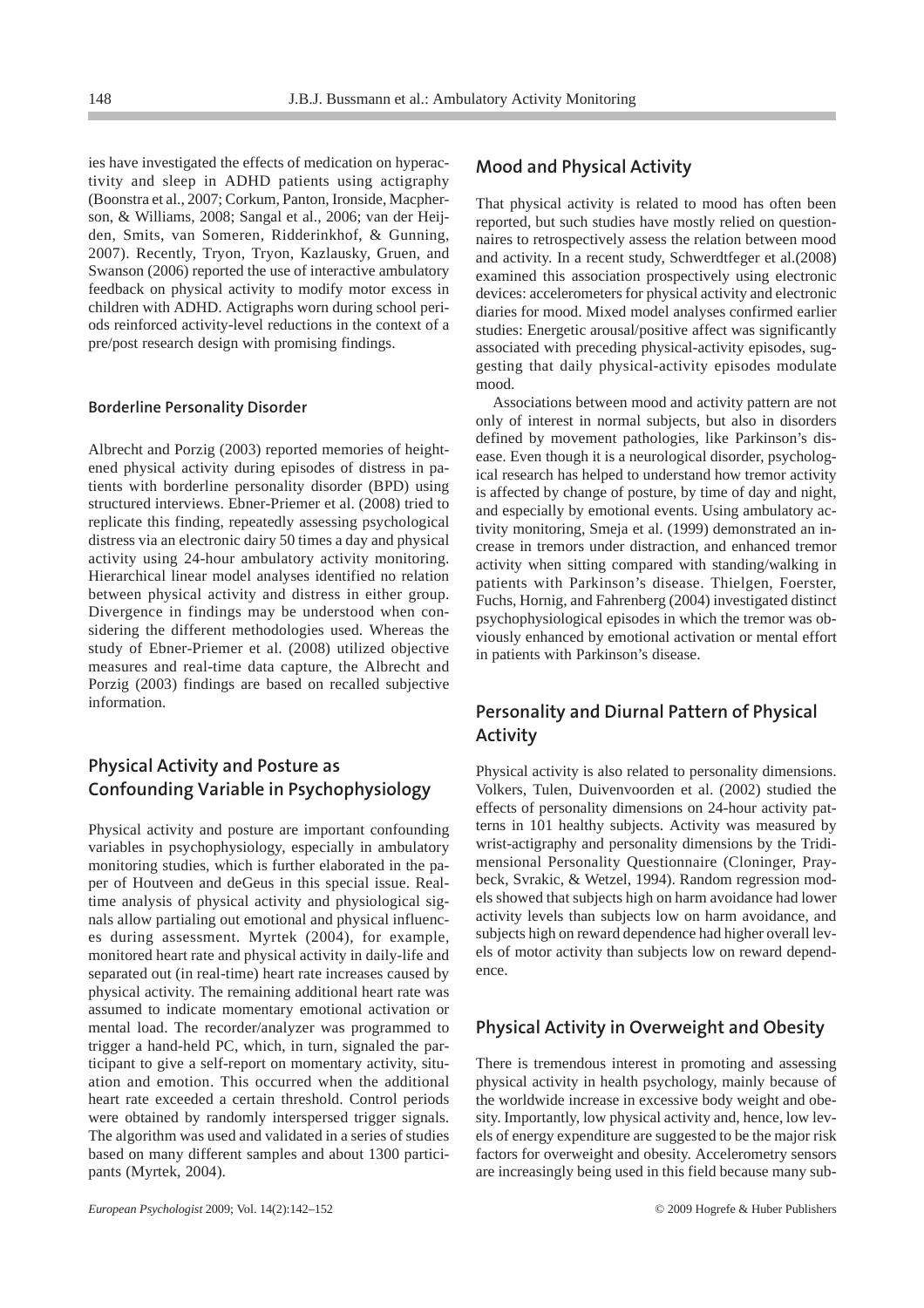ies have investigated the effects of medication on hyperactivity and sleep in ADHD patients using actigraphy (Boonstra et al., 2007; Corkum, Panton, Ironside, Macpherson, & Williams, 2008; Sangal et al., 2006; van der Heijden, Smits, van Someren, Ridderinkhof, & Gunning, 2007). Recently, Tryon, Tryon, Kazlausky, Gruen, and Swanson (2006) reported the use of interactive ambulatory feedback on physical activity to modify motor excess in children with ADHD. Actigraphs worn during school periods reinforced activity-level reductions in the context of a pre/post research design with promising findings.

### Borderline Personality Disorder

Albrecht and Porzig (2003) reported memories of heightened physical activity during episodes of distress in patients with borderline personality disorder (BPD) using structured interviews. Ebner-Priemer et al. (2008) tried to replicate this finding, repeatedly assessing psychological distress via an electronic dairy 50 times a day and physical activity using 24-hour ambulatory activity monitoring. Hierarchical linear model analyses identified no relation between physical activity and distress in either group. Divergence in findings may be understood when considering the different methodologies used. Whereas the study of Ebner-Priemer et al. (2008) utilized objective measures and real-time data capture, the Albrecht and Porzig (2003) findings are based on recalled subjective information.

## Physical Activity and Posture as Confounding Variable in Psychophysiology

Physical activity and posture are important confounding variables in psychophysiology, especially in ambulatory monitoring studies, which is further elaborated in the paper of Houtveen and deGeus in this special issue. Real-time analysis of physical activity and physiological signals allow partialing out emotional and physical influences during assessment. Myrtek (2004), for example, monitored heart rate and physical activity in daily-life and separated out (in real-time) heart rate increases caused by physical activity. The remaining additional heart rate was assumed to indicate momentary emotional activation or mental load. The recorder/analyzer was programmed to trigger a hand-held PC, which, in turn, signaled the participant to give a self-report on momentary activity, situation and emotion. This occurred when the additional heart rate exceeded a certain threshold. Control periods were obtained by randomly interspersed trigger signals. The algorithm was used and validated in a series of studies based on many different samples and about 1300 participants (Myrtek, 2004).

## Mood and Physical Activity

That physical activity is related to mood has often been reported, but such studies have mostly relied on questionnaires to retrospectively assess the relation between mood and activity. In a recent study, Schwerdtfeger et al.(2008) examined this association prospectively using electronic devices: accelerometers for physical activity and electronic diaries for mood. Mixed model analyses confirmed earlier studies: Energetic arousal/positive affect was significantly associated with preceding physical-activity episodes, suggesting that daily physical-activity episodes modulate mood.

Associations between mood and activity pattern are not only of interest in normal subjects, but also in disorders defined by movement pathologies, like Parkinson's disease. Even though it is a neurological disorder, psychological research has helped to understand how tremor activity is affected by change of posture, by time of day and night, and especially by emotional events. Using ambulatory activity monitoring, Smeja et al. (1999) demonstrated an increase in tremors under distraction, and enhanced tremor activity when sitting compared with standing/walking in patients with Parkinson's disease. Thielgen, Foerster, Fuchs, Hornig, and Fahrenberg (2004) investigated distinct psychophysiological episodes in which the tremor was obviously enhanced by emotional activation or mental effort in patients with Parkinson's disease.

## Personality and Diurnal Pattern of Physical Activity

Physical activity is also related to personality dimensions. Volkers, Tulen, Duivenvoorden et al. (2002) studied the effects of personality dimensions on 24-hour activity patterns in 101 healthy subjects. Activity was measured by wrist-actigraphy and personality dimensions by the Tridimensional Personality Questionnaire (Cloninger, Praybeck, Svrakic, & Wetzel, 1994). Random regression models showed that subjects high on harm avoidance had lower activity levels than subjects low on harm avoidance, and subjects high on reward dependence had higher overall levels of motor activity than subjects low on reward dependence.

## Physical Activity in Overweight and Obesity

There is tremendous interest in promoting and assessing physical activity in health psychology, mainly because of the worldwide increase in excessive body weight and obesity. Importantly, low physical activity and, hence, low levels of energy expenditure are suggested to be the major risk factors for overweight and obesity. Accelerometry sensors are increasingly being used in this field because many sub-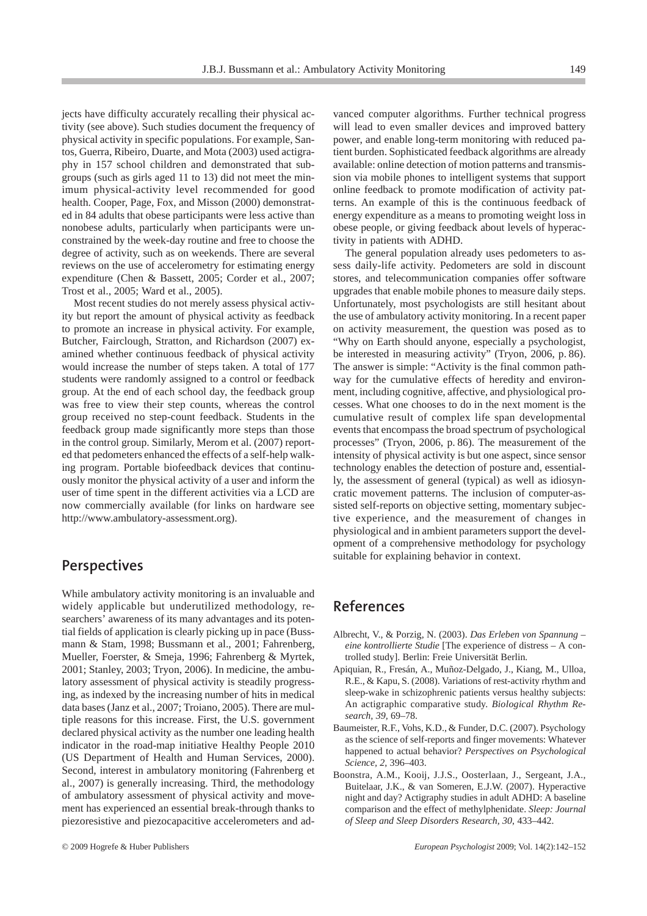jects have difficulty accurately recalling their physical activity (see above). Such studies document the frequency of physical activity in specific populations. For example, Santos, Guerra, Ribeiro, Duarte, and Mota (2003) used actigraphy in 157 school children and demonstrated that subgroups (such as girls aged 11 to 13) did not meet the minimum physical-activity level recommended for good health. Cooper, Page, Fox, and Misson (2000) demonstrated in 84 adults that obese participants were less active than nonobese adults, particularly when participants were unconstrained by the week-day routine and free to choose the degree of activity, such as on weekends. There are several reviews on the use of accelerometry for estimating energy expenditure (Chen & Bassett, 2005; Corder et al., 2007; Trost et al., 2005; Ward et al., 2005).

Most recent studies do not merely assess physical activity but report the amount of physical activity as feedback to promote an increase in physical activity. For example, Butcher, Fairclough, Stratton, and Richardson (2007) examined whether continuous feedback of physical activity would increase the number of steps taken. A total of 177 students were randomly assigned to a control or feedback group. At the end of each school day, the feedback group was free to view their step counts, whereas the control group received no step-count feedback. Students in the feedback group made significantly more steps than those in the control group. Similarly, Merom et al. (2007) reported that pedometers enhanced the effects of a self-help walking program. Portable biofeedback devices that continuously monitor the physical activity of a user and inform the user of time spent in the different activities via a LCD are now commercially available (for links on hardware see http://www.ambulatory-assessment.org).

## Perspectives

While ambulatory activity monitoring is an invaluable and widely applicable but underutilized methodology, researchers' awareness of its many advantages and its potential fields of application is clearly picking up in pace (Bussmann & Stam, 1998; Bussmann et al., 2001; Fahrenberg, Mueller, Foerster, & Smeja, 1996; Fahrenberg & Myrtek, 2001; Stanley, 2003; Tryon, 2006). In medicine, the ambulatory assessment of physical activity is steadily progressing, as indexed by the increasing number of hits in medical data bases (Janz et al., 2007; Troiano, 2005). There are multiple reasons for this increase. First, the U.S. government declared physical activity as the number one leading health indicator in the road-map initiative Healthy People 2010 (US Department of Health and Human Services, 2000). Second, interest in ambulatory monitoring (Fahrenberg et al., 2007) is generally increasing. Third, the methodology of ambulatory assessment of physical activity and movement has experienced an essential break-through thanks to piezoresistive and piezocapacitive accelerometers and advanced computer algorithms. Further technical progress will lead to even smaller devices and improved battery power, and enable long-term monitoring with reduced patient burden. Sophisticated feedback algorithms are already available: online detection of motion patterns and transmission via mobile phones to intelligent systems that support online feedback to promote modification of activity patterns. An example of this is the continuous feedback of energy expenditure as a means to promoting weight loss in obese people, or giving feedback about levels of hyperactivity in patients with ADHD.

The general population already uses pedometers to assess daily-life activity. Pedometers are sold in discount stores, and telecommunication companies offer software upgrades that enable mobile phones to measure daily steps. Unfortunately, most psychologists are still hesitant about the use of ambulatory activity monitoring. In a recent paper on activity measurement, the question was posed as to "Why on Earth should anyone, especially a psychologist, be interested in measuring activity" (Tryon, 2006, p. 86). The answer is simple: "Activity is the final common pathway for the cumulative effects of heredity and environment, including cognitive, affective, and physiological processes. What one chooses to do in the next moment is the cumulative result of complex life span developmental events that encompass the broad spectrum of psychological processes" (Tryon, 2006, p. 86). The measurement of the intensity of physical activity is but one aspect, since sensor technology enables the detection of posture and, essentially, the assessment of general (typical) as well as idiosyncratic movement patterns. The inclusion of computer-assisted self-reports on objective setting, momentary subjective experience, and the measurement of changes in physiological and in ambient parameters support the development of a comprehensive methodology for psychology suitable for explaining behavior in context.

## References

Albrecht, V., & Porzig, N. (2003). *Das Erleben von Spannung – eine kontrollierte Studie* [The experience of distress – A controlled study]. Berlin: Freie Universität Berlin.

Apiquian, R., Fresán, A., Muñoz-Delgado, J., Kiang, M., Ulloa, R.E., & Kapu, S. (2008). Variations of rest-activity rhythm and sleep-wake in schizophrenic patients versus healthy subjects: An actigraphic comparative study. *Biological Rhythm Research, 39*, 69–78.

Baumeister, R.F., Vohs, K.D., & Funder, D.C. (2007). Psychology as the science of self-reports and finger movements: Whatever happened to actual behavior? *Perspectives on Psychological Science, 2*, 396–403.

Boonstra, A.M., Kooij, J.J.S., Oosterlaan, J., Sergeant, J.A., Buitelaar, J.K., & van Someren, E.J.W. (2007). Hyperactive night and day? Actigraphy studies in adult ADHD: A baseline comparison and the effect of methylphenidate. *Sleep: Journal of Sleep and Sleep Disorders Research, 30*, 433–442.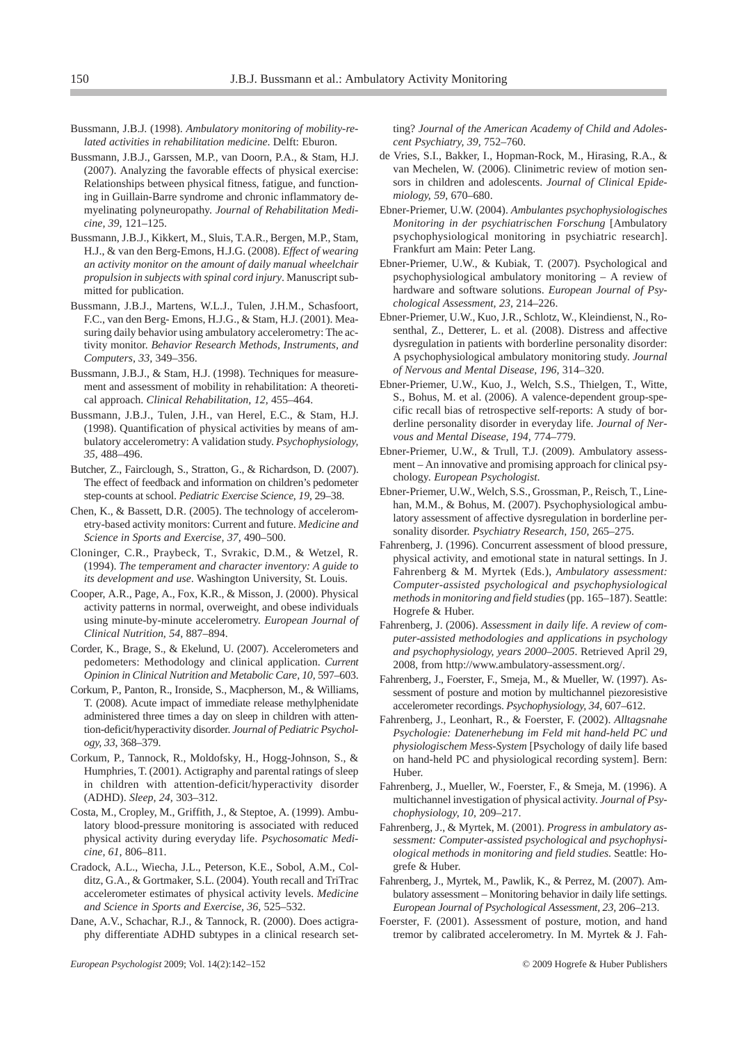Bussmann, J.B.J. (1998). *Ambulatory monitoring of mobility-related activities in rehabilitation medicine*. Delft: Eburon.

Bussmann, J.B.J., Garssen, M.P., van Doorn, P.A., & Stam, H.J. (2007). Analyzing the favorable effects of physical exercise: Relationships between physical fitness, fatigue, and functioning in Guillain-Barre syndrome and chronic inflammatory demyelinating polyneuropathy. *Journal of Rehabilitation Medicine, 39,* 121–125.

Bussmann, J.B.J., Kikkert, M., Sluis, T.A.R., Bergen, M.P., Stam, H.J., & van den Berg-Emons, H.J.G. (2008). *Effect of wearing an activity monitor on the amount of daily manual wheelchair propulsion in subjects with spinal cord injury*. Manuscript submitted for publication.

Bussmann, J.B.J., Martens, W.L.J., Tulen, J.H.M., Schasfoort, F.C., van den Berg- Emons, H.J.G., & Stam, H.J. (2001). Measuring daily behavior using ambulatory accelerometry: The activity monitor. *Behavior Research Methods, Instruments, and Computers, 33,* 349–356.

Bussmann, J.B.J., & Stam, H.J. (1998). Techniques for measurement and assessment of mobility in rehabilitation: A theoretical approach. *Clinical Rehabilitation, 12,* 455–464.

Bussmann, J.B.J., Tulen, J.H., van Herel, E.C., & Stam, H.J. (1998). Quantification of physical activities by means of ambulatory accelerometry: A validation study. *Psychophysiology, 35,* 488–496.

Butcher, Z., Fairclough, S., Stratton, G., & Richardson, D. (2007). The effect of feedback and information on children's pedometer step-counts at school. *Pediatric Exercise Science, 19,* 29–38.

Chen, K., & Bassett, D.R. (2005). The technology of accelerometry-based activity monitors: Current and future. *Medicine and Science in Sports and Exercise, 37,* 490–500.

Cloninger, C.R., Praybeck, T., Svrakic, D.M., & Wetzel, R. (1994). *The temperament and character inventory: A guide to its development and use*. Washington University, St. Louis.

Cooper, A.R., Page, A., Fox, K.R., & Misson, J. (2000). Physical activity patterns in normal, overweight, and obese individuals using minute-by-minute accelerometry. *European Journal of Clinical Nutrition, 54,* 887–894.

Corder, K., Brage, S., & Ekelund, U. (2007). Accelerometers and pedometers: Methodology and clinical application. *Current Opinion in Clinical Nutrition and Metabolic Care, 10,* 597–603.

Corkum, P., Panton, R., Ironside, S., Macpherson, M., & Williams, T. (2008). Acute impact of immediate release methylphenidate administered three times a day on sleep in children with attention-deficit/hyperactivity disorder. *Journal of Pediatric Psychology, 33,* 368–379.

Corkum, P., Tannock, R., Moldofsky, H., Hogg-Johnson, S., & Humphries, T. (2001). Actigraphy and parental ratings of sleep in children with attention-deficit/hyperactivity disorder (ADHD). *Sleep, 24,* 303–312.

Costa, M., Cropley, M., Griffith, J., & Steptoe, A. (1999). Ambulatory blood-pressure monitoring is associated with reduced physical activity during everyday life. *Psychosomatic Medicine, 61,* 806–811.

Cradock, A.L., Wiecha, J.L., Peterson, K.E., Sobol, A.M., Colditz, G.A., & Gortmaker, S.L. (2004). Youth recall and TriTrac accelerometer estimates of physical activity levels. *Medicine and Science in Sports and Exercise, 36,* 525–532.

Dane, A.V., Schachar, R.J., & Tannock, R. (2000). Does actigraphy differentiate ADHD subtypes in a clinical research setting? *Journal of the American Academy of Child and Adolescent Psychiatry, 39,* 752–760.

de Vries, S.I., Bakker, I., Hopman-Rock, M., Hirasing, R.A., & van Mechelen, W. (2006). Clinimetric review of motion sensors in children and adolescents. *Journal of Clinical Epidemiology, 59,* 670–680.

Ebner-Priemer, U.W. (2004). *Ambulantes psychophysiologisches Monitoring in der psychiatrischen Forschung* [Ambulatory psychophysiological monitoring in psychiatric research]. Frankfurt am Main: Peter Lang.

Ebner-Priemer, U.W., & Kubiak, T. (2007). Psychological and psychophysiological ambulatory monitoring – A review of hardware and software solutions. *European Journal of Psychological Assessment, 23,* 214–226.

Ebner-Priemer, U.W., Kuo, J.R., Schlotz, W., Kleindienst, N., Rosenthal, Z., Detterer, L. et al. (2008). Distress and affective dysregulation in patients with borderline personality disorder: A psychophysiological ambulatory monitoring study. *Journal of Nervous and Mental Disease, 196,* 314–320.

Ebner-Priemer, U.W., Kuo, J., Welch, S.S., Thielgen, T., Witte, S., Bohus, M. et al. (2006). A valence-dependent group-specific recall bias of retrospective self-reports: A study of borderline personality disorder in everyday life. *Journal of Nervous and Mental Disease, 194,* 774–779.

Ebner-Priemer, U.W., & Trull, T.J. (2009). Ambulatory assessment – An innovative and promising approach for clinical psychology. *European Psychologist*.

Ebner-Priemer, U.W., Welch, S.S., Grossman, P., Reisch, T., Linehan, M.M., & Bohus, M. (2007). Psychophysiological ambulatory assessment of affective dysregulation in borderline personality disorder. *Psychiatry Research, 150,* 265–275.

Fahrenberg, J. (1996). Concurrent assessment of blood pressure, physical activity, and emotional state in natural settings. In J. Fahrenberg & M. Myrtek (Eds.), *Ambulatory assessment: Computer-assisted psychological and psychophysiological methods in monitoring and field studies* (pp. 165–187). Seattle: Hogrefe & Huber.

Fahrenberg, J. (2006). *Assessment in daily life. A review of computer-assisted methodologies and applications in psychology and psychophysiology, years 2000–2005*. Retrieved April 29, 2008, from http://www.ambulatory-assessment.org/.

Fahrenberg, J., Foerster, F., Smeja, M., & Mueller, W. (1997). Assessment of posture and motion by multichannel piezoresistive accelerometer recordings. *Psychophysiology, 34,* 607–612.

Fahrenberg, J., Leonhart, R., & Foerster, F. (2002). *Alltagsnahe Psychologie: Datenerhebung im Feld mit hand-held PC und physiologischem Mess-System* [Psychology of daily life based on hand-held PC and physiological recording system]. Bern: Huber.

Fahrenberg, J., Mueller, W., Foerster, F., & Smeja, M. (1996). A multichannel investigation of physical activity. *Journal of Psychophysiology, 10,* 209–217.

Fahrenberg, J., & Myrtek, M. (2001). *Progress in ambulatory assessment: Computer-assisted psychological and psychophysiological methods in monitoring and field studies*. Seattle: Hogrefe & Huber.

Fahrenberg, J., Myrtek, M., Pawlik, K., & Perrez, M. (2007). Ambulatory assessment – Monitoring behavior in daily life settings. *European Journal of Psychological Assessment, 23,* 206–213.

Foerster, F. (2001). Assessment of posture, motion, and hand tremor by calibrated accelerometry. In M. Myrtek & J. Fah-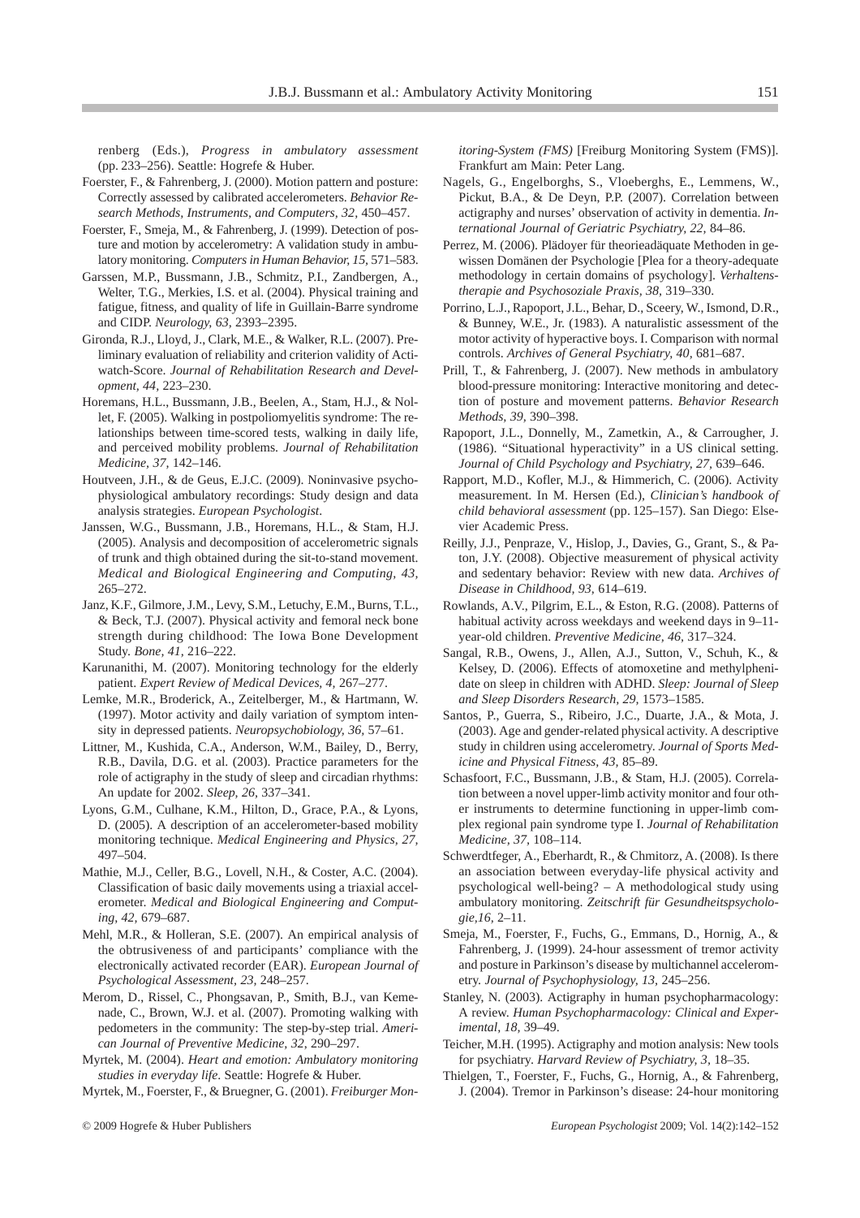renberg (Eds.), *Progress in ambulatory assessment* (pp. 233–256). Seattle: Hogrefe & Huber.

Foerster, F., & Fahrenberg, J. (2000). Motion pattern and posture: Correctly assessed by calibrated accelerometers. *Behavior Research Methods, Instruments, and Computers, 32*, 450–457.

Foerster, F., Smeja, M., & Fahrenberg, J. (1999). Detection of posture and motion by accelerometry: A validation study in ambulatory monitoring. *Computers in Human Behavior, 15*, 571–583.

Garssen, M.P., Bussmann, J.B., Schmitz, P.I., Zandbergen, A., Welter, T.G., Merkies, I.S. et al. (2004). Physical training and fatigue, fitness, and quality of life in Guillain-Barre syndrome and CIDP. *Neurology, 63*, 2393–2395.

Gironda, R.J., Lloyd, J., Clark, M.E., & Walker, R.L. (2007). Preliminary evaluation of reliability and criterion validity of Actiwatch-Score. *Journal of Rehabilitation Research and Development, 44*, 223–230.

Horemans, H.L., Bussmann, J.B., Beelen, A., Stam, H.J., & Nollet, F. (2005). Walking in postpoliomyelitis syndrome: The relationships between time-scored tests, walking in daily life, and perceived mobility problems. *Journal of Rehabilitation Medicine, 37*, 142–146.

Houtveen, J.H., & de Geus, E.J.C. (2009). Noninvasive psychophysiological ambulatory recordings: Study design and data analysis strategies. *European Psychologist*.

Janssen, W.G., Bussmann, J.B., Horemans, H.L., & Stam, H.J. (2005). Analysis and decomposition of accelerometric signals of trunk and thigh obtained during the sit-to-stand movement. *Medical and Biological Engineering and Computing, 43*, 265–272.

Janz, K.F., Gilmore, J.M., Levy, S.M., Letuchy, E.M., Burns, T.L., & Beck, T.J. (2007). Physical activity and femoral neck bone strength during childhood: The Iowa Bone Development Study. *Bone, 41*, 216–222.

Karunanithi, M. (2007). Monitoring technology for the elderly patient. *Expert Review of Medical Devices, 4*, 267–277.

Lemke, M.R., Broderick, A., Zeitelberger, M., & Hartmann, W. (1997). Motor activity and daily variation of symptom intensity in depressed patients. *Neuropsychobiology, 36*, 57–61.

Littner, M., Kushida, C.A., Anderson, W.M., Bailey, D., Berry, R.B., Davila, D.G. et al. (2003). Practice parameters for the role of actigraphy in the study of sleep and circadian rhythms: An update for 2002. *Sleep, 26*, 337–341.

Lyons, G.M., Culhane, K.M., Hilton, D., Grace, P.A., & Lyons, D. (2005). A description of an accelerometer-based mobility monitoring technique. *Medical Engineering and Physics, 27*, 497–504.

Mathie, M.J., Celler, B.G., Lovell, N.H., & Coster, A.C. (2004). Classification of basic daily movements using a triaxial accelerometer. *Medical and Biological Engineering and Computing, 42*, 679–687.

Mehl, M.R., & Holleran, S.E. (2007). An empirical analysis of the obtrusiveness of and participants' compliance with the electronically activated recorder (EAR). *European Journal of Psychological Assessment, 23*, 248–257.

Merom, D., Rissel, C., Phongsavan, P., Smith, B.J., van Kemenade, C., Brown, W.J. et al. (2007). Promoting walking with pedometers in the community: The step-by-step trial. *American Journal of Preventive Medicine, 32*, 290–297.

Myrtek, M. (2004). *Heart and emotion: Ambulatory monitoring studies in everyday life.* Seattle: Hogrefe & Huber.

Myrtek, M., Foerster, F., & Bruegner, G. (2001). *Freiburger Monitoring-System (FMS)* [Freiburg Monitoring System (FMS)]. Frankfurt am Main: Peter Lang.

Nagels, G., Engelborghs, S., Vloeberghs, E., Lemmens, W., Pickut, B.A., & De Deyn, P.P. (2007). Correlation between actigraphy and nurses' observation of activity in dementia. *International Journal of Geriatric Psychiatry, 22*, 84–86.

Perrez, M. (2006). Plädoyer für theorieadäquate Methoden in gewissen Domänen der Psychologie [Plea for a theory-adequate methodology in certain domains of psychology]. *Verhaltenstherapie und Psychosoziale Praxis, 38*, 319–330.

Porrino, L.J., Rapoport, J.L., Behar, D., Sceery, W., Ismond, D.R., & Bunney, W.E., Jr. (1983). A naturalistic assessment of the motor activity of hyperactive boys. I. Comparison with normal controls. *Archives of General Psychiatry, 40*, 681–687.

Prill, T., & Fahrenberg, J. (2007). New methods in ambulatory blood-pressure monitoring: Interactive monitoring and detection of posture and movement patterns. *Behavior Research Methods, 39*, 390–398.

Rapoport, J.L., Donnelly, M., Zametkin, A., & Carrougher, J. (1986). "Situational hyperactivity" in a US clinical setting. *Journal of Child Psychology and Psychiatry, 27*, 639–646.

Rapport, M.D., Kofler, M.J., & Himmerich, C. (2006). Activity measurement. In M. Hersen (Ed.), *Clinician's handbook of child behavioral assessment* (pp. 125–157). San Diego: Elsevier Academic Press.

Reilly, J.J., Penpraze, V., Hislop, J., Davies, G., Grant, S., & Paton, J.Y. (2008). Objective measurement of physical activity and sedentary behavior: Review with new data. *Archives of Disease in Childhood, 93*, 614–619.

Rowlands, A.V., Pilgrim, E.L., & Eston, R.G. (2008). Patterns of habitual activity across weekdays and weekend days in 9–11-year-old children. *Preventive Medicine, 46*, 317–324.

Sangal, R.B., Owens, J., Allen, A.J., Sutton, V., Schuh, K., & Kelsey, D. (2006). Effects of atomoxetine and methylphenidate on sleep in children with ADHD. *Sleep: Journal of Sleep and Sleep Disorders Research, 29*, 1573–1585.

Santos, P., Guerra, S., Ribeiro, J.C., Duarte, J.A., & Mota, J. (2003). Age and gender-related physical activity. A descriptive study in children using accelerometry. *Journal of Sports Medicine and Physical Fitness, 43*, 85–89.

Schasfoort, F.C., Bussmann, J.B., & Stam, H.J. (2005). Correlation between a novel upper-limb activity monitor and four other instruments to determine functioning in upper-limb complex regional pain syndrome type I. *Journal of Rehabilitation Medicine, 37*, 108–114.

Schwerdtfeger, A., Eberhardt, R., & Chmitorz, A. (2008). Is there an association between everyday-life physical activity and psychological well-being? – A methodological study using ambulatory monitoring. *Zeitschrift für Gesundheitspsychologie,16*, 2–11.

Smeja, M., Foerster, F., Fuchs, G., Emmans, D., Hornig, A., & Fahrenberg, J. (1999). 24-hour assessment of tremor activity and posture in Parkinson's disease by multichannel accelerometry. *Journal of Psychophysiology, 13*, 245–256.

Stanley, N. (2003). Actigraphy in human psychopharmacology: A review. *Human Psychopharmacology: Clinical and Experimental, 18*, 39–49.

Teicher, M.H. (1995). Actigraphy and motion analysis: New tools for psychiatry. *Harvard Review of Psychiatry, 3*, 18–35.

Thielgen, T., Foerster, F., Fuchs, G., Hornig, A., & Fahrenberg, J. (2004). Tremor in Parkinson's disease: 24-hour monitoring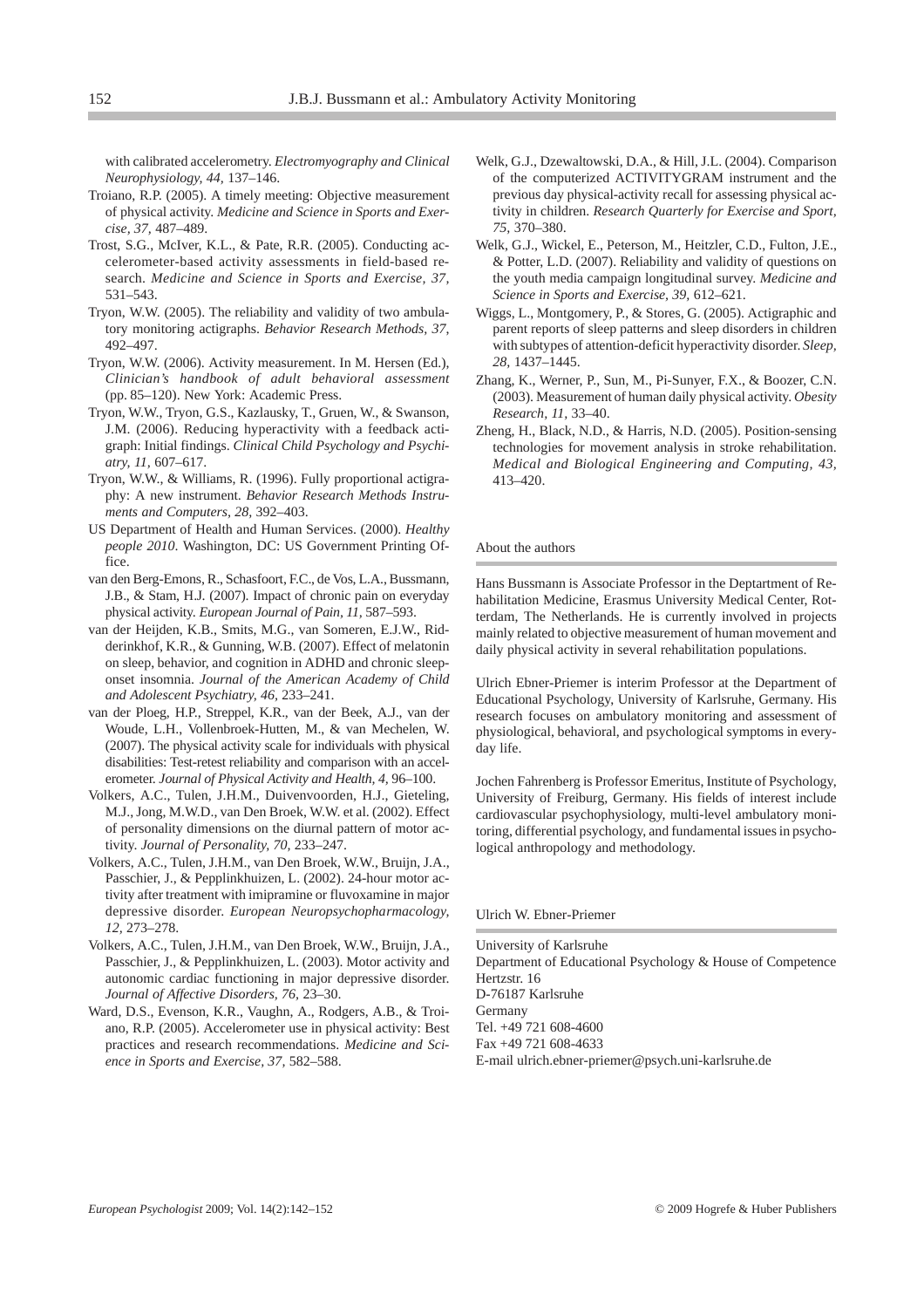with calibrated accelerometry. *Electromyography and Clinical Neurophysiology, 44,* 137–146.

Troiano, R.P. (2005). A timely meeting: Objective measurement of physical activity. *Medicine and Science in Sports and Exercise, 37,* 487–489.

Trost, S.G., McIver, K.L., & Pate, R.R. (2005). Conducting accelerometer-based activity assessments in field-based research. *Medicine and Science in Sports and Exercise, 37,* 531–543.

Tryon, W.W. (2005). The reliability and validity of two ambulatory monitoring actigraphs. *Behavior Research Methods, 37,* 492–497.

Tryon, W.W. (2006). Activity measurement. In M. Hersen (Ed.), *Clinician's handbook of adult behavioral assessment* (pp. 85–120). New York: Academic Press.

Tryon, W.W., Tryon, G.S., Kazlausky, T., Gruen, W., & Swanson, J.M. (2006). Reducing hyperactivity with a feedback actigraph: Initial findings. *Clinical Child Psychology and Psychiatry, 11,* 607–617.

Tryon, W.W., & Williams, R. (1996). Fully proportional actigraphy: A new instrument. *Behavior Research Methods Instruments and Computers, 28,* 392–403.

US Department of Health and Human Services. (2000). *Healthy people 2010*. Washington, DC: US Government Printing Office.

van den Berg-Emons, R., Schasfoort, F.C., de Vos, L.A., Bussmann, J.B., & Stam, H.J. (2007). Impact of chronic pain on everyday physical activity. *European Journal of Pain, 11,* 587–593.

van der Heijden, K.B., Smits, M.G., van Someren, E.J.W., Ridderinkhof, K.R., & Gunning, W.B. (2007). Effect of melatonin on sleep, behavior, and cognition in ADHD and chronic sleep-onset insomnia. *Journal of the American Academy of Child and Adolescent Psychiatry, 46,* 233–241.

van der Ploeg, H.P., Streppel, K.R., van der Beek, A.J., van der Woude, L.H., Vollenbroek-Hutten, M., & van Mechelen, W. (2007). The physical activity scale for individuals with physical disabilities: Test-retest reliability and comparison with an accelerometer. *Journal of Physical Activity and Health, 4,* 96–100.

Volkers, A.C., Tulen, J.H.M., Duivenvoorden, H.J., Gieteling, M.J., Jong, M.W.D., van Den Broek, W.W. et al. (2002). Effect of personality dimensions on the diurnal pattern of motor activity. *Journal of Personality, 70,* 233–247.

Volkers, A.C., Tulen, J.H.M., van Den Broek, W.W., Bruijn, J.A., Passchier, J., & Pepplinkhuizen, L. (2002). 24-hour motor activity after treatment with imipramine or fluvoxamine in major depressive disorder. *European Neuropsychopharmacology, 12,* 273–278.

Volkers, A.C., Tulen, J.H.M., van Den Broek, W.W., Bruijn, J.A., Passchier, J., & Pepplinkhuizen, L. (2003). Motor activity and autonomic cardiac functioning in major depressive disorder. *Journal of Affective Disorders, 76,* 23–30.

Ward, D.S., Evenson, K.R., Vaughn, A., Rodgers, A.B., & Troiano, R.P. (2005). Accelerometer use in physical activity: Best practices and research recommendations. *Medicine and Science in Sports and Exercise, 37,* 582–588.

Welk, G.J., Dzewaltowski, D.A., & Hill, J.L. (2004). Comparison of the computerized ACTIVITYGRAM instrument and the previous day physical-activity recall for assessing physical activity in children. *Research Quarterly for Exercise and Sport, 75,* 370–380.

Welk, G.J., Wickel, E., Peterson, M., Heitzler, C.D., Fulton, J.E., & Potter, L.D. (2007). Reliability and validity of questions on the youth media campaign longitudinal survey. *Medicine and Science in Sports and Exercise, 39,* 612–621.

Wiggs, L., Montgomery, P., & Stores, G. (2005). Actigraphic and parent reports of sleep patterns and sleep disorders in children with subtypes of attention-deficit hyperactivity disorder. *Sleep, 28,* 1437–1445.

Zhang, K., Werner, P., Sun, M., Pi-Sunyer, F.X., & Boozer, C.N. (2003). Measurement of human daily physical activity. *Obesity Research, 11,* 33–40.

Zheng, H., Black, N.D., & Harris, N.D. (2005). Position-sensing technologies for movement analysis in stroke rehabilitation. *Medical and Biological Engineering and Computing, 43,* 413–420.

## About the authors

Hans Bussmann is Associate Professor in the Deptartment of Rehabilitation Medicine, Erasmus University Medical Center, Rotterdam, The Netherlands. He is currently involved in projects mainly related to objective measurement of human movement and daily physical activity in several rehabilitation populations.

Ulrich Ebner-Priemer is interim Professor at the Department of Educational Psychology, University of Karlsruhe, Germany. His research focuses on ambulatory monitoring and assessment of physiological, behavioral, and psychological symptoms in everyday life.

Jochen Fahrenberg is Professor Emeritus, Institute of Psychology, University of Freiburg, Germany. His fields of interest include cardiovascular psychophysiology, multi-level ambulatory monitoring, differential psychology, and fundamental issues in psychological anthropology and methodology.

## Ulrich W. Ebner-Priemer

University of Karlsruhe
Department of Educational Psychology & House of Competence
Hertzstr. 16
D-76187 Karlsruhe
Germany
Tel. +49 721 608-4600
Fax +49 721 608-4633
E-mail ulrich.ebner-priemer@psych.uni-karlsruhe.de